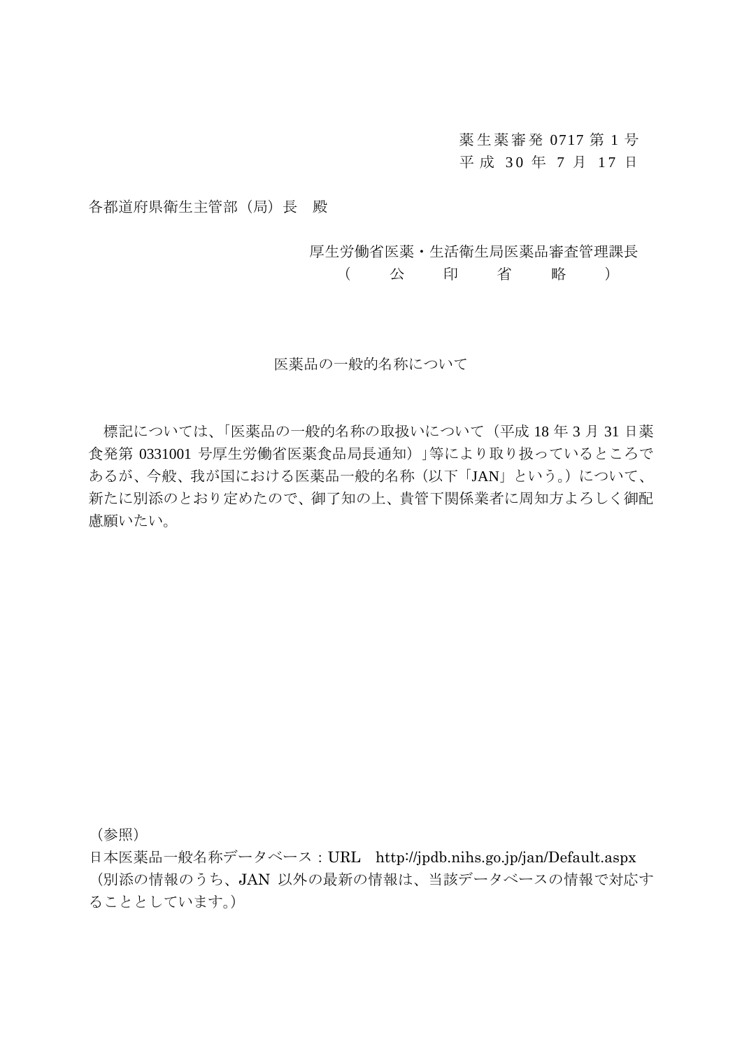薬生薬審発 0717 第 1 号
平成 30 年 7 月 17 日

各都道府県衛生主管部（局）長　殿

厚生労働省医薬・生活衛生局医薬品審査管理課長
（　公　印　省　略　）

# 医薬品の一般的名称について

標記については、「医薬品の一般的名称の取扱いについて（平成 18 年 3 月 31 日薬食発第 0331001 号厚生労働省医薬食品局長通知）」等により取り扱っているところであるが、今般、我が国における医薬品一般的名称（以下「JAN」という。）について、新たに別添のとおり定めたので、御了知の上、貴管下関係業者に周知方よろしく御配慮願いたい。

（参照）
日本医薬品一般名称データベース：URL　http://jpdb.nihs.go.jp/jan/Default.aspx
（別添の情報のうち、JAN 以外の最新の情報は、当該データベースの情報で対応することとしています。）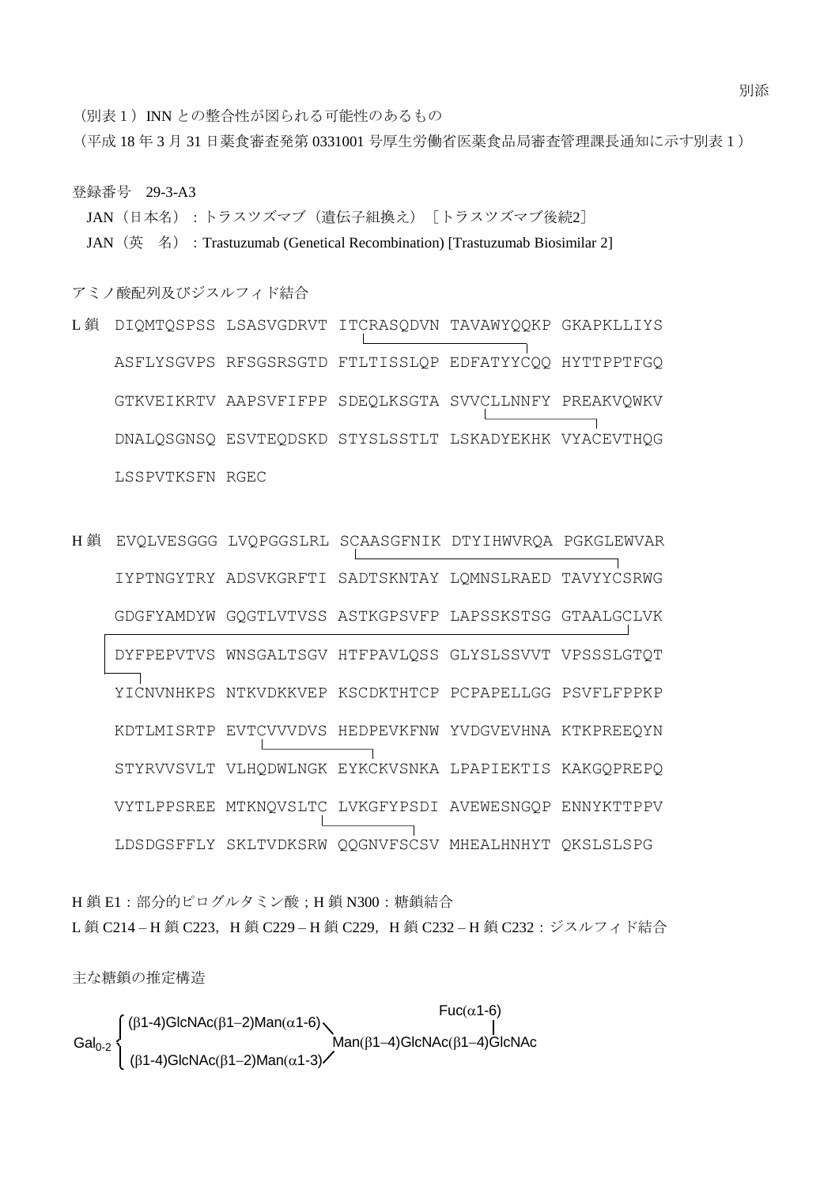別添

（別表1）INN との整合性が図られる可能性のあるもの

（平成 18 年 3 月 31 日薬食審査発第 0331001 号厚生労働省医薬食品局審査管理課長通知に示す別表 1）

登録番号　29-3-A3

JAN（日本名）：トラスツズマブ（遺伝子組換え）［トラスツズマブ後続2］

JAN（英　名）：Trastuzumab (Genetical Recombination) [Trastuzumab Biosimilar 2]

アミノ酸配列及びジスルフィド結合

L 鎖

```
DIQMTQSPSS LSASVGDRVT ITCRASQDVN TAVAWYQQKP GKAPKLLIYS
ASFLYSGVPS RFSGSRSGTD FTLTISSLQP EDFATYYCQQ HYTTPPTFGQ
GTKVEIKRTV AAPSVFIFPP SDEQLKSGTA SVVCLLNNFY PREAKVQWKV
DNALQSGNSQ ESVTEQDSKD STYSLSSTLT LSKADYEKHK VYACEVTHQG
LSSPVTKSFN RGEC
```

H 鎖

```
EVQLVESGGG LVQPGGSLRL SCAASGFNIK DTYIHWVRQA PGKGLEWVAR
IYPTNGYTRY ADSVKGRFTI SADTSKNTAY LQMNSLRAED TAVYYCSRWG
GDGFYAMDYW GQGTLVTVSS ASTKGPSVFP LAPSSKSTSG GTAALGCLVK
DYFPEPVTVS WNSGALTSGV HTFPAVLQSS GLYSLSSVVT VPSSSLGTQT
YICNVNHKPS NTKVDKKVEP KSCDKTHTCP PCPAPELLGG PSVFLFPPKP
KDTLMISRTP EVTCVVVDVS HEDPEVKFNW YVDGVEVHNA KTKPREEQYN
STYRVVSVLT VLHQDWLNGK EYKCKVSNKA LPAPIEKTIS KAKGQPREPQ
VYTLPPSREE MTKNQVSLTC LVKGFYPSDI AVEWESNGQP ENNYKTTPPV
LDSDGSFFLY SKLTVDKSRW QQGNVFSCSV MHEALHNHYT QKSLSLSPG
```

H 鎖 E1：部分的ピログルタミン酸；H 鎖 N300：糖鎖結合

L 鎖 C214 – H 鎖 C223，H 鎖 C229 – H 鎖 C229，H 鎖 C232 – H 鎖 C232：ジスルフィド結合

主な糖鎖の推定構造

```
         ⎧ (β1-4)GlcNAc(β1–2)Man(α1-6)╲          Fuc(α1-6)
Gal0-2  ⎨                              Man(β1–4)GlcNAc(β1–4)GlcNAc
         ⎩ (β1-4)GlcNAc(β1–2)Man(α1-3)╱
```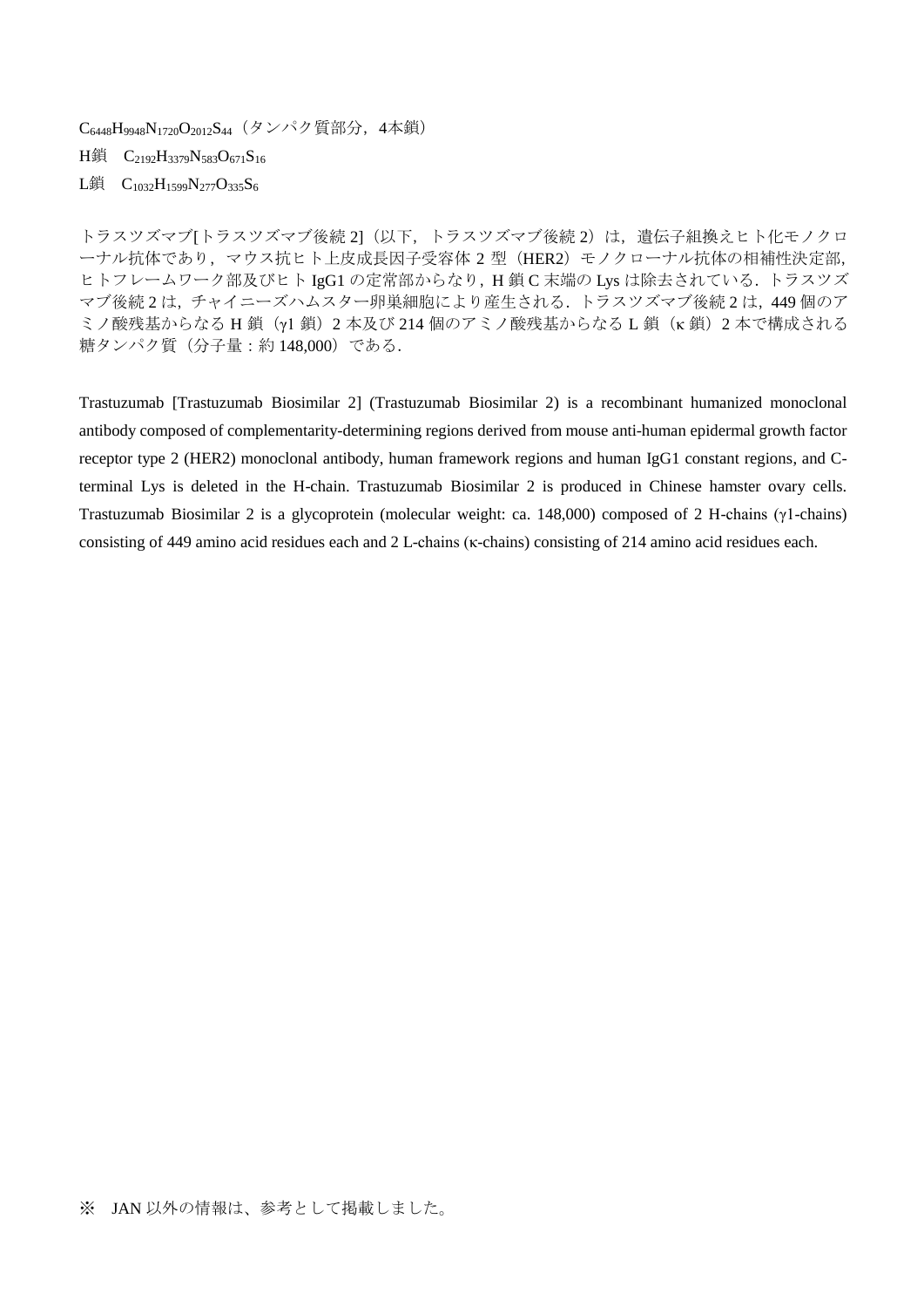$C_{6448}H_{9948}N_{1720}O_{2012}S_{44}$（タンパク質部分，4本鎖）

H鎖　$C_{2192}H_{3379}N_{583}O_{671}S_{16}$

L鎖　$C_{1032}H_{1599}N_{277}O_{335}S_{6}$

トラスツズマブ[トラスツズマブ後続 2]（以下，トラスツズマブ後続 2）は，遺伝子組換えヒト化モノクローナル抗体であり，マウス抗ヒト上皮成長因子受容体 2 型（HER2）モノクローナル抗体の相補性決定部，ヒトフレームワーク部及びヒト IgG1 の定常部からなり，H 鎖 C 末端の Lys は除去されている．トラスツズマブ後続 2 は，チャイニーズハムスター卵巣細胞により産生される．トラスツズマブ後続 2 は，449 個のアミノ酸残基からなる H 鎖（γ1 鎖）2 本及び 214 個のアミノ酸残基からなる L 鎖（κ 鎖）2 本で構成される糖タンパク質（分子量：約 148,000）である．

Trastuzumab [Trastuzumab Biosimilar 2] (Trastuzumab Biosimilar 2) is a recombinant humanized monoclonal antibody composed of complementarity-determining regions derived from mouse anti-human epidermal growth factor receptor type 2 (HER2) monoclonal antibody, human framework regions and human IgG1 constant regions, and C-terminal Lys is deleted in the H-chain. Trastuzumab Biosimilar 2 is produced in Chinese hamster ovary cells. Trastuzumab Biosimilar 2 is a glycoprotein (molecular weight: ca. 148,000) composed of 2 H-chains (γ1-chains) consisting of 449 amino acid residues each and 2 L-chains (κ-chains) consisting of 214 amino acid residues each.

※　JAN 以外の情報は、参考として掲載しました。